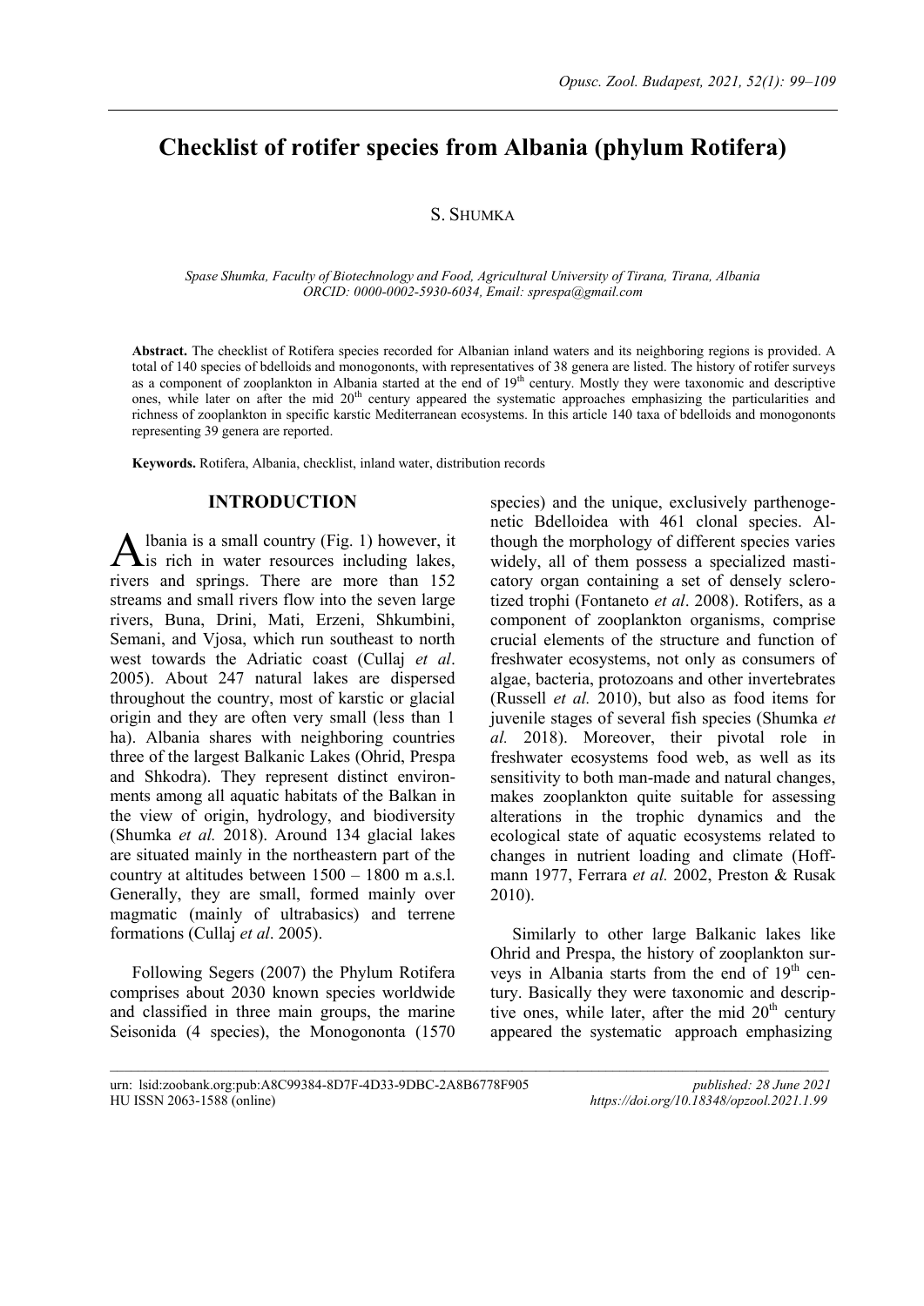# Checklist of rotifer species from Albania (phylum Rotifera)

S. SHUMKA

*Spase Shumka, Faculty of Biotechnology and Food, Agricultural University of Tirana, Tirana, Albania*
*ORCID: 0000-0002-5930-6034, Email: sprespa@gmail.com*

**Abstract.** The checklist of Rotifera species recorded for Albanian inland waters and its neighboring regions is provided. A total of 140 species of bdelloids and monogononts, with representatives of 38 genera are listed. The history of rotifer surveys as a component of zooplankton in Albania started at the end of 19th century. Mostly they were taxonomic and descriptive ones, while later on after the mid 20th century appeared the systematic approaches emphasizing the particularities and richness of zooplankton in specific karstic Mediterranean ecosystems. In this article 140 taxa of bdelloids and monogononts representing 39 genera are reported.

**Keywords.** Rotifera, Albania, checklist, inland water, distribution records

## INTRODUCTION

Albania is a small country (Fig. 1) however, it is rich in water resources including lakes, rivers and springs. There are more than 152 streams and small rivers flow into the seven large rivers, Buna, Drini, Mati, Erzeni, Shkumbini, Semani, and Vjosa, which run southeast to north west towards the Adriatic coast (Cullaj *et al*. 2005). About 247 natural lakes are dispersed throughout the country, most of karstic or glacial origin and they are often very small (less than 1 ha). Albania shares with neighboring countries three of the largest Balkanic Lakes (Ohrid, Prespa and Shkodra). They represent distinct environments among all aquatic habitats of the Balkan in the view of origin, hydrology, and biodiversity (Shumka *et al.* 2018). Around 134 glacial lakes are situated mainly in the northeastern part of the country at altitudes between 1500 – 1800 m a.s.l. Generally, they are small, formed mainly over magmatic (mainly of ultrabasics) and terrene formations (Cullaj *et al*. 2005).

Following Segers (2007) the Phylum Rotifera comprises about 2030 known species worldwide and classified in three main groups, the marine Seisonida (4 species), the Monogononta (1570 species) and the unique, exclusively parthenogenetic Bdelloidea with 461 clonal species. Although the morphology of different species varies widely, all of them possess a specialized masticatory organ containing a set of densely sclerotized trophi (Fontaneto *et al*. 2008). Rotifers, as a component of zooplankton organisms, comprise crucial elements of the structure and function of freshwater ecosystems, not only as consumers of algae, bacteria, protozoans and other invertebrates (Russell *et al.* 2010), but also as food items for juvenile stages of several fish species (Shumka *et al.* 2018). Moreover, their pivotal role in freshwater ecosystems food web, as well as its sensitivity to both man-made and natural changes, makes zooplankton quite suitable for assessing alterations in the trophic dynamics and the ecological state of aquatic ecosystems related to changes in nutrient loading and climate (Hoffmann 1977, Ferrara *et al.* 2002, Preston & Rusak 2010).

Similarly to other large Balkanic lakes like Ohrid and Prespa, the history of zooplankton surveys in Albania starts from the end of 19th century. Basically they were taxonomic and descriptive ones, while later, after the mid 20th century appeared the systematic approach emphasizing

urn: lsid:zoobank.org:pub:A8C99384-8D7F-4D33-9DBC-2A8B6778F905
HU ISSN 2063-1588 (online)
*published: 28 June 2021*
*https://doi.org/10.18348/opzool.2021.1.99*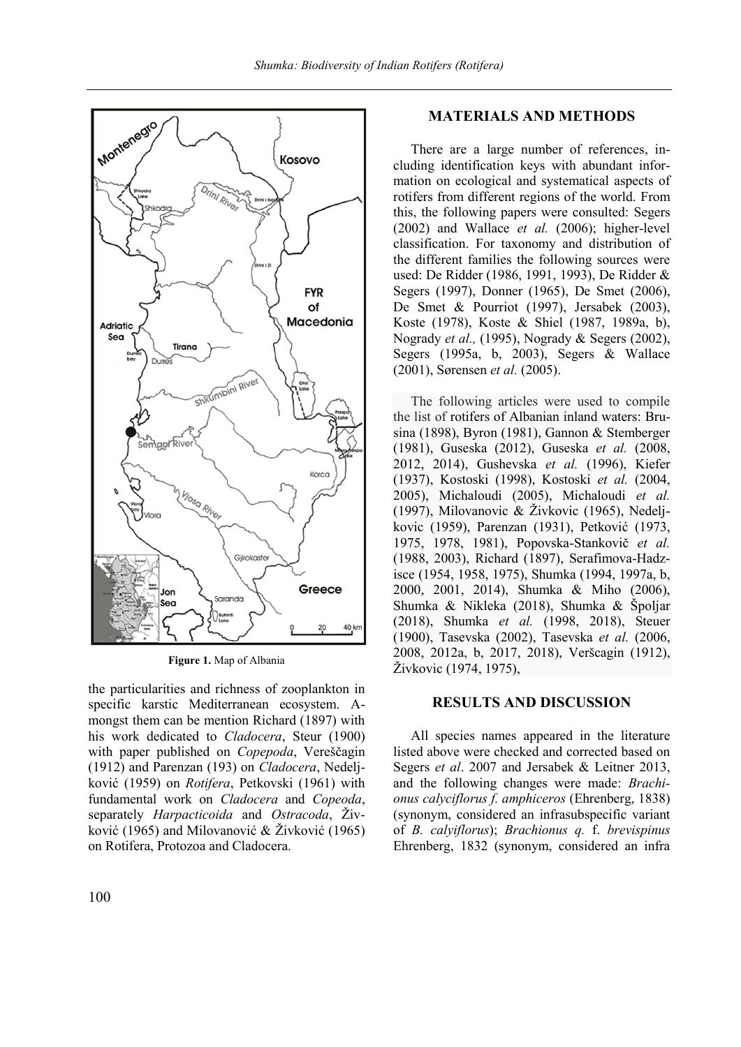Figure 1. Map of Albania

the particularities and richness of zooplankton in specific karstic Mediterranean ecosystem. Amongst them can be mention Richard (1897) with his work dedicated to *Cladocera*, Steur (1900) with paper published on *Copepoda*, Vereščagin (1912) and Parenzan (193) on *Cladocera*, Nedeljković (1959) on *Rotifera*, Petkovski (1961) with fundamental work on *Cladocera* and *Copeoda*, separately *Harpacticoida* and *Ostracoda*, Živković (1965) and Milovanović & Živković (1965) on Rotifera, Protozoa and Cladocera.

## MATERIALS AND METHODS

There are a large number of references, including identification keys with abundant information on ecological and systematical aspects of rotifers from different regions of the world. From this, the following papers were consulted: Segers (2002) and Wallace *et al.* (2006); higher-level classification. For taxonomy and distribution of the different families the following sources were used: De Ridder (1986, 1991, 1993), De Ridder & Segers (1997), Donner (1965), De Smet (2006), De Smet & Pourriot (1997), Jersabek (2003), Koste (1978), Koste & Shiel (1987, 1989a, b), Nogrady *et al.,* (1995), Nogrady & Segers (2002), Segers (1995a, b, 2003), Segers & Wallace (2001), Sørensen *et al.* (2005).

The following articles were used to compile the list of rotifers of Albanian inland waters: Brusina (1898), Byron (1981), Gannon & Stemberger (1981), Guseska (2012), Guseska *et al.* (2008, 2012, 2014), Gushevska *et al.* (1996), Kiefer (1937), Kostoski (1998), Kostoski *et al.* (2004, 2005), Michaloudi (2005), Michaloudi *et al.* (1997), Milovanovic & Živkovic (1965), Nedeljkovic (1959), Parenzan (1931), Petković (1973, 1975, 1978, 1981), Popovska-Stankovič *et al.* (1988, 2003), Richard (1897), Serafimova-Hadzisce (1954, 1958, 1975), Shumka (1994, 1997a, b, 2000, 2001, 2014), Shumka & Miho (2006), Shumka & Nikleka (2018), Shumka & Špoljar (2018), Shumka *et al.* (1998, 2018), Steuer (1900), Tasevska (2002), Tasevska *et al.* (2006, 2008, 2012a, b, 2017, 2018), Veršcagin (1912), Živkovic (1974, 1975),

## RESULTS AND DISCUSSION

All species names appeared in the literature listed above were checked and corrected based on Segers *et al*. 2007 and Jersabek & Leitner 2013, and the following changes were made: *Brachionus calyciflorus f. amphiceros* (Ehrenberg, 1838) (synonym, considered an infrasubspecific variant of *B. calyiflorus*); *Brachionus q.* f. *brevispinus* Ehrenberg, 1832 (synonym, considered an infra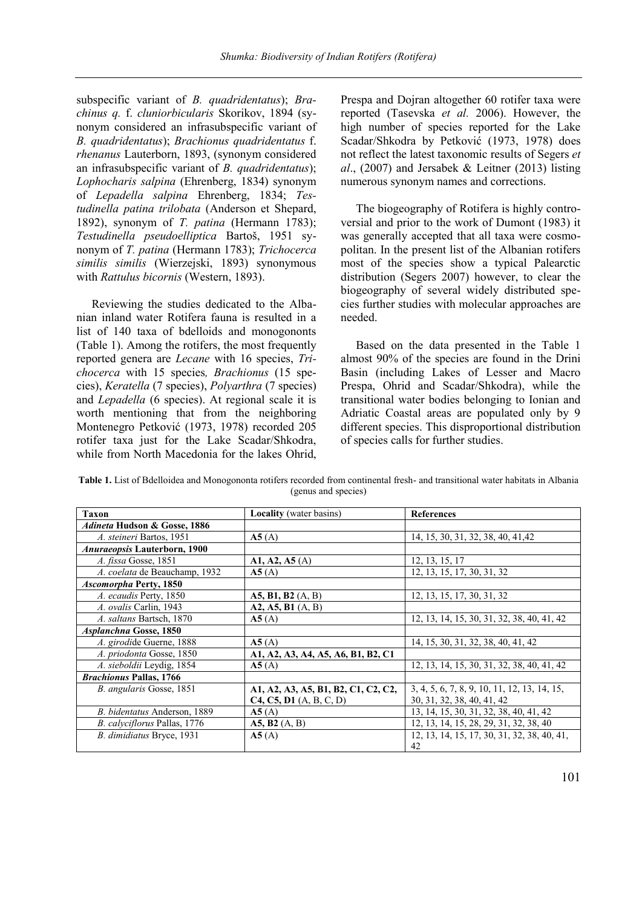subspecific variant of *B. quadridentatus*); *Brachinus q.* f. *cluniorbicularis* Skorikov, 1894 (synonym considered an infrasubspecific variant of *B. quadridentatus*); *Brachionus quadridentatus* f. *rhenanus* Lauterborn, 1893, (synonym considered an infrasubspecific variant of *B. quadridentatus*); *Lophocharis salpina* (Ehrenberg, 1834) synonym of *Lepadella salpina* Ehrenberg, 1834; *Testudinella patina trilobata* (Anderson et Shepard, 1892), synonym of *T. patina* (Hermann 1783); *Testudinella pseudoelliptica* Bartoš, 1951 synonym of *T. patina* (Hermann 1783); *Trichocerca similis similis* (Wierzejski, 1893) synonymous with *Rattulus bicornis* (Western, 1893).

Reviewing the studies dedicated to the Albanian inland water Rotifera fauna is resulted in a list of 140 taxa of bdelloids and monogononts (Table 1). Among the rotifers, the most frequently reported genera are *Lecane* with 16 species, *Trichocerca* with 15 species, *Brachionus* (15 species), *Keratella* (7 species), *Polyarthra* (7 species) and *Lepadella* (6 species). At regional scale it is worth mentioning that from the neighboring Montenegro Petković (1973, 1978) recorded 205 rotifer taxa just for the Lake Scadar/Shkodra, while from North Macedonia for the lakes Ohrid, Prespa and Dojran altogether 60 rotifer taxa were reported (Tasevska *et al.* 2006). However, the high number of species reported for the Lake Scadar/Shkodra by Petković (1973, 1978) does not reflect the latest taxonomic results of Segers *et al*., (2007) and Jersabek & Leitner (2013) listing numerous synonym names and corrections.

The biogeography of Rotifera is highly controversial and prior to the work of Dumont (1983) it was generally accepted that all taxa were cosmopolitan. In the present list of the Albanian rotifers most of the species show a typical Palearctic distribution (Segers 2007) however, to clear the biogeography of several widely distributed species further studies with molecular approaches are needed.

Based on the data presented in the Table 1 almost 90% of the species are found in the Drini Basin (including Lakes of Lesser and Macro Prespa, Ohrid and Scadar/Shkodra), while the transitional water bodies belonging to Ionian and Adriatic Coastal areas are populated only by 9 different species. This disproportional distribution of species calls for further studies.

**Table 1.** List of Bdelloidea and Monogononta rotifers recorded from continental fresh- and transitional water habitats in Albania (genus and species)

| Taxon | Locality (water basins) | References |
|---|---|---|
| ***Adineta* Hudson & Gosse, 1886** | | |
| *A. steineri* Bartos, 1951 | **A5** (A) | 14, 15, 30, 31, 32, 38, 40, 41,42 |
| ***Anuraeopsis* Lauterborn, 1900** | | |
| *A. fissa* Gosse, 1851 | **A1, A2, A5** (A) | 12, 13, 15, 17 |
| *A. coelata* de Beauchamp, 1932 | **A5** (A) | 12, 13, 15, 17, 30, 31, 32 |
| ***Ascomorpha* Perty, 1850** | | |
| *A. ecaudis* Perty, 1850 | **A5, B1, B2** (A, B) | 12, 13, 15, 17, 30, 31, 32 |
| *A. ovalis* Carlin, 1943 | **A2, A5, B1** (A, B) | |
| *A. saltans* Bartsch, 1870 | **A5** (A) | 12, 13, 14, 15, 30, 31, 32, 38, 40, 41, 42 |
| ***Asplanchna* Gosse, 1850** | | |
| *A. girodi*de Guerne, 1888 | **A5** (A) | 14, 15, 30, 31, 32, 38, 40, 41, 42 |
| *A. priodonta* Gosse, 1850 | **A1, A2, A3, A4, A5, A6, B1, B2, C1** | |
| *A. sieboldii* Leydig, 1854 | **A5** (A) | 12, 13, 14, 15, 30, 31, 32, 38, 40, 41, 42 |
| ***Brachionus* Pallas, 1766** | | |
| *B. angularis* Gosse, 1851 | **A1, A2, A3, A5, B1, B2, C1, C2, C2, C4, C5, D1** (A, B, C, D) | 3, 4, 5, 6, 7, 8, 9, 10, 11, 12, 13, 14, 15, 30, 31, 32, 38, 40, 41, 42 |
| *B. bidentatus* Anderson, 1889 | **A5** (A) | 13, 14, 15, 30, 31, 32, 38, 40, 41, 42 |
| *B. calyciflorus* Pallas, 1776 | **A5, B2** (A, B) | 12, 13, 14, 15, 28, 29, 31, 32, 38, 40 |
| *B. dimidiatus* Bryce, 1931 | **A5** (A) | 12, 13, 14, 15, 17, 30, 31, 32, 38, 40, 41, 42 |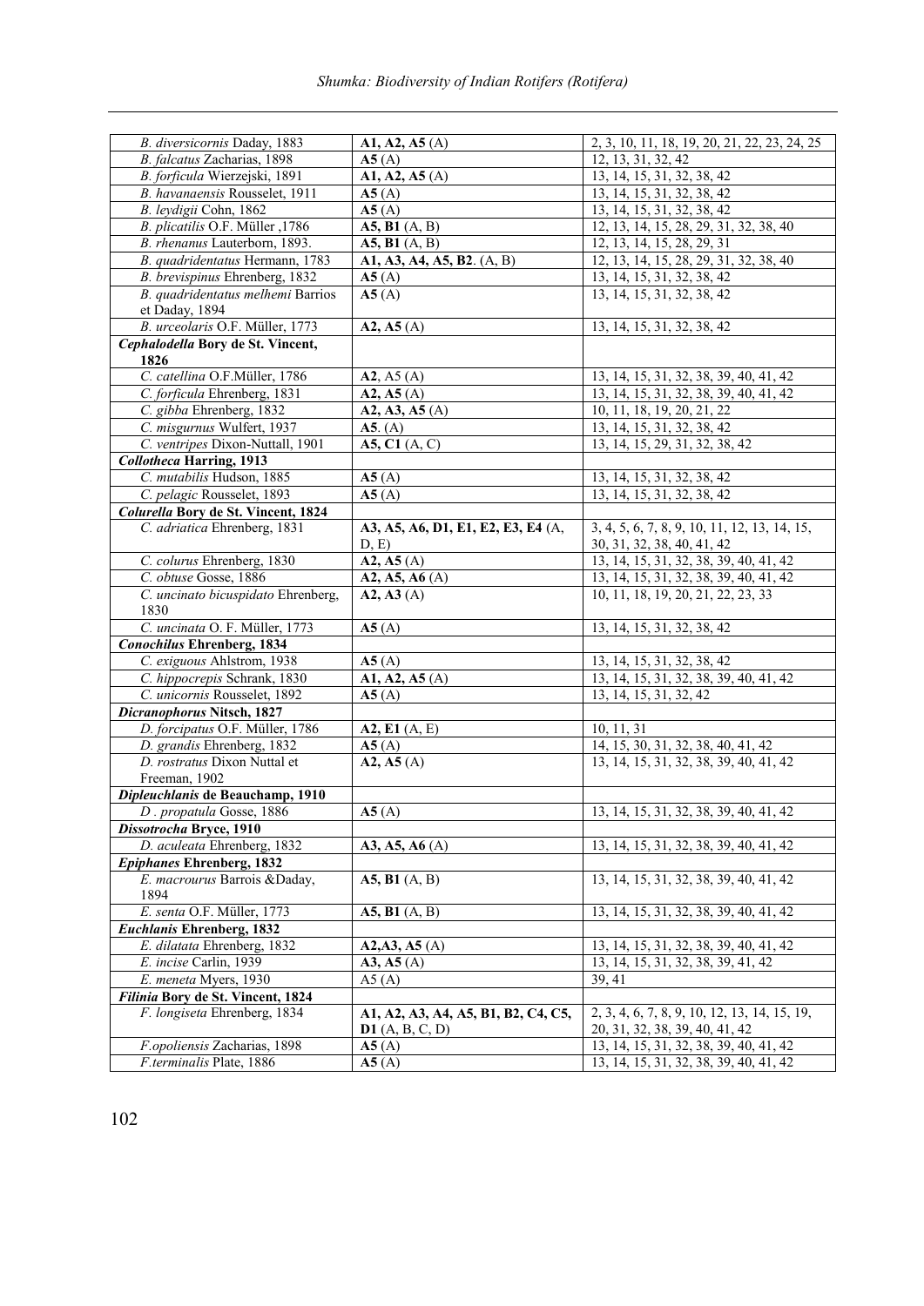| | | |
|---|---|---|
| *B. diversicornis* Daday, 1883 | **A1, A2, A5** (A) | 2, 3, 10, 11, 18, 19, 20, 21, 22, 23, 24, 25 |
| *B. falcatus* Zacharias, 1898 | **A5** (A) | 12, 13, 31, 32, 42 |
| *B. forficula* Wierzejski, 1891 | **A1, A2, A5** (A) | 13, 14, 15, 31, 32, 38, 42 |
| *B. havanaensis* Rousselet, 1911 | **A5** (A) | 13, 14, 15, 31, 32, 38, 42 |
| *B. leydigii* Cohn, 1862 | **A5** (A) | 13, 14, 15, 31, 32, 38, 42 |
| *B. plicatilis* O.F. Müller ,1786 | **A5, B1** (A, B) | 12, 13, 14, 15, 28, 29, 31, 32, 38, 40 |
| *B. rhenanus* Lauterborn, 1893. | **A5, B1** (A, B) | 12, 13, 14, 15, 28, 29, 31 |
| *B. quadridentatus* Hermann, 1783 | **A1, A3, A4, A5, B2**. (A, B) | 12, 13, 14, 15, 28, 29, 31, 32, 38, 40 |
| *B. brevispinus* Ehrenberg, 1832 | **A5** (A) | 13, 14, 15, 31, 32, 38, 42 |
| *B. quadridentatus melhemi* Barrios et Daday, 1894 | **A5** (A) | 13, 14, 15, 31, 32, 38, 42 |
| *B. urceolaris* O.F. Müller, 1773 | **A2, A5** (A) | 13, 14, 15, 31, 32, 38, 42 |
| ***Cephalodella* Bory de St. Vincent, 1826** | | |
| *C. catellina* O.F.Müller, 1786 | **A2**, A5 (A) | 13, 14, 15, 31, 32, 38, 39, 40, 41, 42 |
| *C. forficula* Ehrenberg, 1831 | **A2, A5** (A) | 13, 14, 15, 31, 32, 38, 39, 40, 41, 42 |
| *C. gibba* Ehrenberg, 1832 | **A2, A3, A5** (A) | 10, 11, 18, 19, 20, 21, 22 |
| *C. misgurnus* Wulfert, 1937 | **A5**. (A) | 13, 14, 15, 31, 32, 38, 42 |
| *C. ventripes* Dixon-Nuttall, 1901 | **A5, C1** (A, C) | 13, 14, 15, 29, 31, 32, 38, 42 |
| ***Collotheca* Harring, 1913** | | |
| *C. mutabilis* Hudson, 1885 | **A5** (A) | 13, 14, 15, 31, 32, 38, 42 |
| *C. pelagic* Rousselet, 1893 | **A5** (A) | 13, 14, 15, 31, 32, 38, 42 |
| ***Colurella* Bory de St. Vincent, 1824** | | |
| *C. adriatica* Ehrenberg, 1831 | **A3, A5, A6, D1, E1, E2, E3, E4** (A, D, E) | 3, 4, 5, 6, 7, 8, 9, 10, 11, 12, 13, 14, 15, 30, 31, 32, 38, 40, 41, 42 |
| *C. colurus* Ehrenberg, 1830 | **A2, A5** (A) | 13, 14, 15, 31, 32, 38, 39, 40, 41, 42 |
| *C. obtuse* Gosse, 1886 | **A2, A5, A6** (A) | 13, 14, 15, 31, 32, 38, 39, 40, 41, 42 |
| *C. uncinato bicuspidato* Ehrenberg, 1830 | **A2, A3** (A) | 10, 11, 18, 19, 20, 21, 22, 23, 33 |
| *C. uncinata* O. F. Müller, 1773 | **A5** (A) | 13, 14, 15, 31, 32, 38, 42 |
| ***Conochilus* Ehrenberg, 1834** | | |
| *C. exiguous* Ahlstrom, 1938 | **A5** (A) | 13, 14, 15, 31, 32, 38, 42 |
| *C. hippocrepis* Schrank, 1830 | **A1, A2, A5** (A) | 13, 14, 15, 31, 32, 38, 39, 40, 41, 42 |
| *C. unicornis* Rousselet, 1892 | **A5** (A) | 13, 14, 15, 31, 32, 42 |
| ***Dicranophorus* Nitsch, 1827** | | |
| *D. forcipatus* O.F. Müller, 1786 | **A2, E1** (A, E) | 10, 11, 31 |
| *D. grandis* Ehrenberg, 1832 | **A5** (A) | 14, 15, 30, 31, 32, 38, 40, 41, 42 |
| *D. rostratus* Dixon Nuttal et Freeman, 1902 | **A2, A5** (A) | 13, 14, 15, 31, 32, 38, 39, 40, 41, 42 |
| ***Dipleuchlanis* de Beauchamp, 1910** | | |
| *D . propatula* Gosse, 1886 | **A5** (A) | 13, 14, 15, 31, 32, 38, 39, 40, 41, 42 |
| ***Dissotrocha* Bryce, 1910** | | |
| *D. aculeata* Ehrenberg, 1832 | **A3, A5, A6** (A) | 13, 14, 15, 31, 32, 38, 39, 40, 41, 42 |
| ***Epiphanes* Ehrenberg, 1832** | | |
| *E. macrourus* Barrois &Daday, 1894 | **A5, B1** (A, B) | 13, 14, 15, 31, 32, 38, 39, 40, 41, 42 |
| *E. senta* O.F. Müller, 1773 | **A5, B1** (A, B) | 13, 14, 15, 31, 32, 38, 39, 40, 41, 42 |
| ***Euchlanis* Ehrenberg, 1832** | | |
| *E. dilatata* Ehrenberg, 1832 | **A2,A3, A5** (A) | 13, 14, 15, 31, 32, 38, 39, 40, 41, 42 |
| *E. incise* Carlin, 1939 | **A3, A5** (A) | 13, 14, 15, 31, 32, 38, 39, 41, 42 |
| *E. meneta* Myers, 1930 | A5 (A) | 39, 41 |
| ***Filinia* Bory de St. Vincent, 1824** | | |
| *F. longiseta* Ehrenberg, 1834 | **A1, A2, A3, A4, A5, B1, B2, C4, C5, D1** (A, B, C, D) | 2, 3, 4, 6, 7, 8, 9, 10, 12, 13, 14, 15, 19, 20, 31, 32, 38, 39, 40, 41, 42 |
| *F.opoliensis* Zacharias, 1898 | **A5** (A) | 13, 14, 15, 31, 32, 38, 39, 40, 41, 42 |
| *F.terminalis* Plate, 1886 | **A5** (A) | 13, 14, 15, 31, 32, 38, 39, 40, 41, 42 |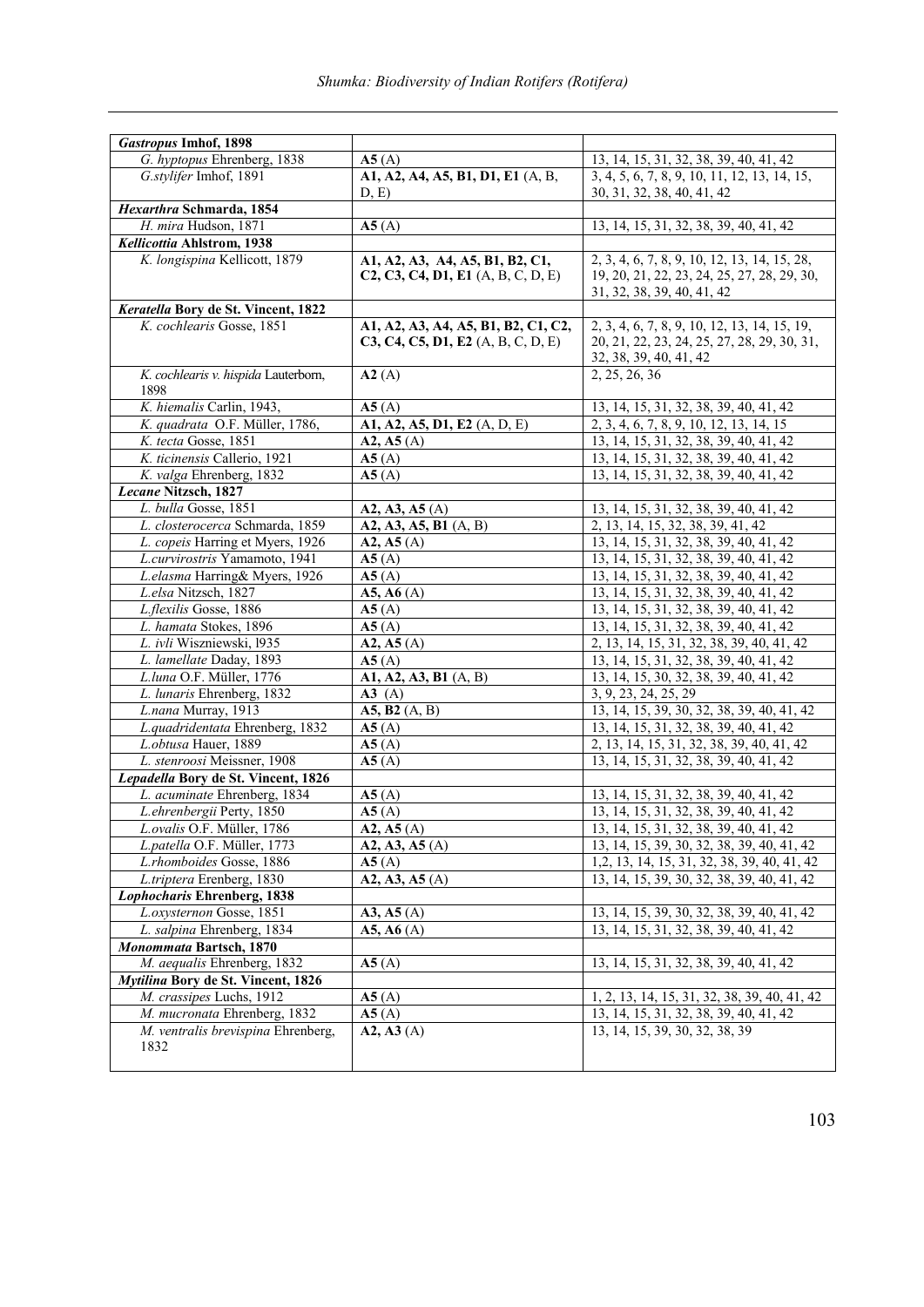| | | |
|---|---|---|
| ***Gastropus* Imhof, 1898** | | |
| *G. hyptopus* Ehrenberg, 1838 | **A5** (A) | 13, 14, 15, 31, 32, 38, 39, 40, 41, 42 |
| *G.stylifer* Imhof, 1891 | **A1, A2, A4, A5, B1, D1, E1** (A, B, D, E) | 3, 4, 5, 6, 7, 8, 9, 10, 11, 12, 13, 14, 15, 30, 31, 32, 38, 40, 41, 42 |
| ***Hexarthra* Schmarda, 1854** | | |
| *H. mira* Hudson, 1871 | **A5** (A) | 13, 14, 15, 31, 32, 38, 39, 40, 41, 42 |
| ***Kellicottia* Ahlstrom, 1938** | | |
| *K. longispina* Kellicott, 1879 | **A1, A2, A3, A4, A5, B1, B2, C1, C2, C3, C4, D1, E1** (A, B, C, D, E) | 2, 3, 4, 6, 7, 8, 9, 10, 12, 13, 14, 15, 28, 19, 20, 21, 22, 23, 24, 25, 27, 28, 29, 30, 31, 32, 38, 39, 40, 41, 42 |
| ***Keratella* Bory de St. Vincent, 1822** | | |
| *K. cochlearis* Gosse, 1851 | **A1, A2, A3, A4, A5, B1, B2, C1, C2, C3, C4, C5, D1, E2** (A, B, C, D, E) | 2, 3, 4, 6, 7, 8, 9, 10, 12, 13, 14, 15, 19, 20, 21, 22, 23, 24, 25, 27, 28, 29, 30, 31, 32, 38, 39, 40, 41, 42 |
| *K. cochlearis v. hispida* Lauterborn, 1898 | **A2** (A) | 2, 25, 26, 36 |
| *K. hiemalis* Carlin, 1943, | **A5** (A) | 13, 14, 15, 31, 32, 38, 39, 40, 41, 42 |
| *K. quadrata* O.F. Müller, 1786, | **A1, A2, A5, D1, E2** (A, D, E) | 2, 3, 4, 6, 7, 8, 9, 10, 12, 13, 14, 15 |
| *K. tecta* Gosse, 1851 | **A2, A5** (A) | 13, 14, 15, 31, 32, 38, 39, 40, 41, 42 |
| *K. ticinensis* Callerio, 1921 | **A5** (A) | 13, 14, 15, 31, 32, 38, 39, 40, 41, 42 |
| *K. valga* Ehrenberg, 1832 | **A5** (A) | 13, 14, 15, 31, 32, 38, 39, 40, 41, 42 |
| ***Lecane* Nitzsch, 1827** | | |
| *L. bulla* Gosse, 1851 | **A2, A3, A5** (A) | 13, 14, 15, 31, 32, 38, 39, 40, 41, 42 |
| *L. closterocerca* Schmarda, 1859 | **A2, A3, A5, B1** (A, B) | 2, 13, 14, 15, 32, 38, 39, 41, 42 |
| *L. copeis* Harring et Myers, 1926 | **A2, A5** (A) | 13, 14, 15, 31, 32, 38, 39, 40, 41, 42 |
| *L.curvirostris* Yamamoto, 1941 | **A5** (A) | 13, 14, 15, 31, 32, 38, 39, 40, 41, 42 |
| *L.elasma* Harring& Myers, 1926 | **A5** (A) | 13, 14, 15, 31, 32, 38, 39, 40, 41, 42 |
| *L.elsa* Nitzsch, 1827 | **A5, A6** (A) | 13, 14, 15, 31, 32, 38, 39, 40, 41, 42 |
| *L.flexilis* Gosse, 1886 | **A5** (A) | 13, 14, 15, 31, 32, 38, 39, 40, 41, 42 |
| *L. hamata* Stokes, 1896 | **A5** (A) | 13, 14, 15, 31, 32, 38, 39, 40, 41, 42 |
| *L. ivli* Wiszniewski, l935 | **A2, A5** (A) | 2, 13, 14, 15, 31, 32, 38, 39, 40, 41, 42 |
| *L. lamellate* Daday, 1893 | **A5** (A) | 13, 14, 15, 31, 32, 38, 39, 40, 41, 42 |
| *L.luna* O.F. Müller, 1776 | **A1, A2, A3, B1** (A, B) | 13, 14, 15, 30, 32, 38, 39, 40, 41, 42 |
| *L. lunaris* Ehrenberg, 1832 | **A3** (A) | 3, 9, 23, 24, 25, 29 |
| *L.nana* Murray, 1913 | **A5, B2** (A, B) | 13, 14, 15, 39, 30, 32, 38, 39, 40, 41, 42 |
| *L.quadridentata* Ehrenberg, 1832 | **A5** (A) | 13, 14, 15, 31, 32, 38, 39, 40, 41, 42 |
| *L.obtusa* Hauer, 1889 | **A5** (A) | 2, 13, 14, 15, 31, 32, 38, 39, 40, 41, 42 |
| *L. stenroosi* Meissner, 1908 | **A5** (A) | 13, 14, 15, 31, 32, 38, 39, 40, 41, 42 |
| ***Lepadella* Bory de St. Vincent, 1826** | | |
| *L. acuminate* Ehrenberg, 1834 | **A5** (A) | 13, 14, 15, 31, 32, 38, 39, 40, 41, 42 |
| *L.ehrenbergii* Perty, 1850 | **A5** (A) | 13, 14, 15, 31, 32, 38, 39, 40, 41, 42 |
| *L.ovalis* O.F. Müller, 1786 | **A2, A5** (A) | 13, 14, 15, 31, 32, 38, 39, 40, 41, 42 |
| *L.patella* O.F. Müller, 1773 | **A2, A3, A5** (A) | 13, 14, 15, 39, 30, 32, 38, 39, 40, 41, 42 |
| *L.rhomboides* Gosse, 1886 | **A5** (A) | 1,2, 13, 14, 15, 31, 32, 38, 39, 40, 41, 42 |
| *L.triptera* Erenberg, 1830 | **A2, A3, A5** (A) | 13, 14, 15, 39, 30, 32, 38, 39, 40, 41, 42 |
| ***Lophocharis* Ehrenberg, 1838** | | |
| *L.oxysternon* Gosse, 1851 | **A3, A5** (A) | 13, 14, 15, 39, 30, 32, 38, 39, 40, 41, 42 |
| *L. salpina* Ehrenberg, 1834 | **A5, A6** (A) | 13, 14, 15, 31, 32, 38, 39, 40, 41, 42 |
| ***Monommata* Bartsch, 1870** | | |
| *M. aequalis* Ehrenberg, 1832 | **A5** (A) | 13, 14, 15, 31, 32, 38, 39, 40, 41, 42 |
| ***Mytilina* Bory de St. Vincent, 1826** | | |
| *M. crassipes* Luchs, 1912 | **A5** (A) | 1, 2, 13, 14, 15, 31, 32, 38, 39, 40, 41, 42 |
| *M. mucronata* Ehrenberg, 1832 | **A5** (A) | 13, 14, 15, 31, 32, 38, 39, 40, 41, 42 |
| *M. ventralis brevispina* Ehrenberg, 1832 | **A2, A3** (A) | 13, 14, 15, 39, 30, 32, 38, 39 |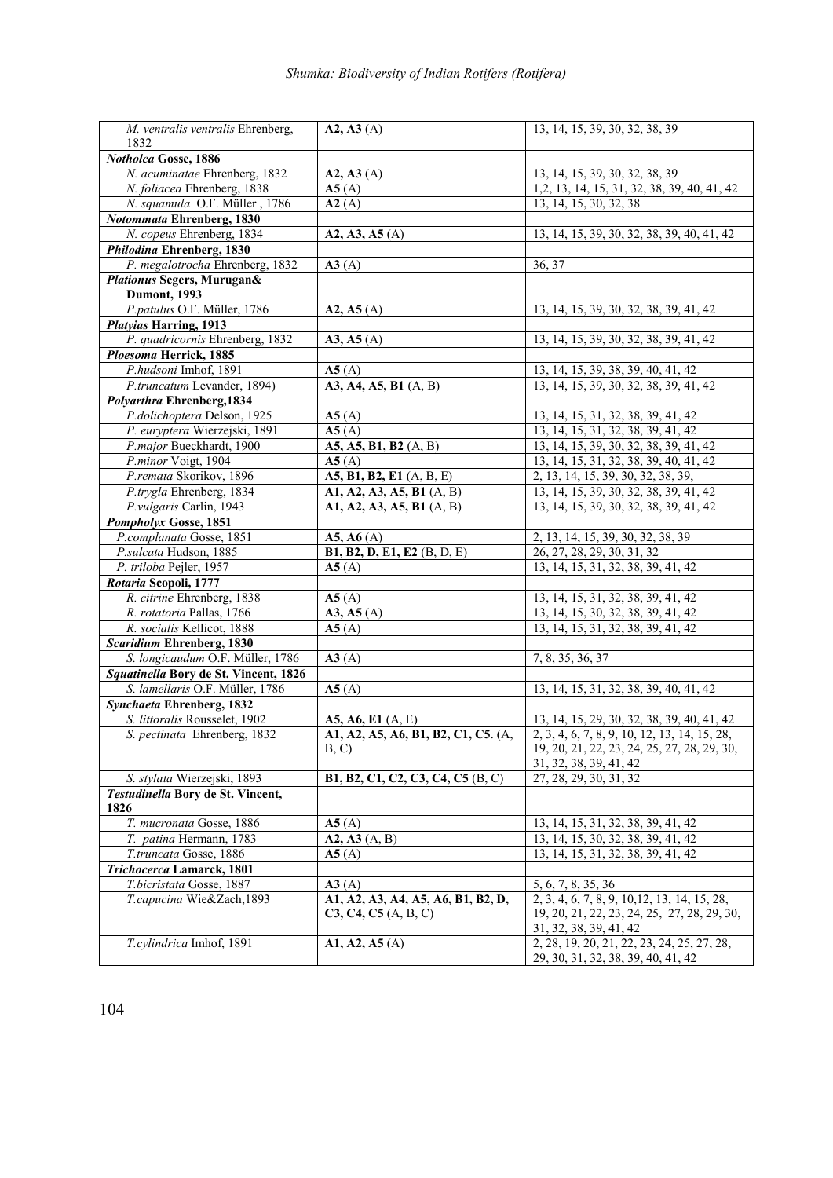| | | |
|---|---|---|
| *M. ventralis ventralis* Ehrenberg, 1832 | **A2, A3** (A) | 13, 14, 15, 39, 30, 32, 38, 39 |
| ***Notholca* Gosse, 1886** | | |
| *N. acuminatae* Ehrenberg, 1832 | **A2, A3** (A) | 13, 14, 15, 39, 30, 32, 38, 39 |
| *N. foliacea* Ehrenberg, 1838 | **A5** (A) | 1,2, 13, 14, 15, 31, 32, 38, 39, 40, 41, 42 |
| *N. squamula* O.F. Müller , 1786 | **A2** (A) | 13, 14, 15, 30, 32, 38 |
| ***Notommata* Ehrenberg, 1830** | | |
| *N. copeus* Ehrenberg, 1834 | **A2, A3, A5** (A) | 13, 14, 15, 39, 30, 32, 38, 39, 40, 41, 42 |
| ***Philodina* Ehrenberg, 1830** | | |
| *P. megalotrocha* Ehrenberg, 1832 | **A3** (A) | 36, 37 |
| ***Plationus* Segers, Murugan& Dumont, 1993** | | |
| *P.patulus* O.F. Müller, 1786 | **A2, A5** (A) | 13, 14, 15, 39, 30, 32, 38, 39, 41, 42 |
| ***Platyias* Harring, 1913** | | |
| *P. quadricornis* Ehrenberg, 1832 | **A3, A5** (A) | 13, 14, 15, 39, 30, 32, 38, 39, 41, 42 |
| ***Ploesoma* Herrick, 1885** | | |
| *P.hudsoni* Imhof, 1891 | **A5** (A) | 13, 14, 15, 39, 38, 39, 40, 41, 42 |
| *P.truncatum* Levander, 1894) | **A3, A4, A5, B1** (A, B) | 13, 14, 15, 39, 30, 32, 38, 39, 41, 42 |
| ***Polyarthra* Ehrenberg,1834** | | |
| *P.dolichoptera* Delson, 1925 | **A5** (A) | 13, 14, 15, 31, 32, 38, 39, 41, 42 |
| *P. euryptera* Wierzejski, 1891 | **A5** (A) | 13, 14, 15, 31, 32, 38, 39, 41, 42 |
| *P.major* Bueckhardt, 1900 | **A5, A5, B1, B2** (A, B) | 13, 14, 15, 39, 30, 32, 38, 39, 41, 42 |
| *P.minor* Voigt, 1904 | **A5** (A) | 13, 14, 15, 31, 32, 38, 39, 40, 41, 42 |
| *P.remata* Skorikov, 1896 | **A5, B1, B2, E1** (A, B, E) | 2, 13, 14, 15, 39, 30, 32, 38, 39, |
| *P.trygla* Ehrenberg, 1834 | **A1, A2, A3, A5, B1** (A, B) | 13, 14, 15, 39, 30, 32, 38, 39, 41, 42 |
| *P.vulgaris* Carlin, 1943 | **A1, A2, A3, A5, B1** (A, B) | 13, 14, 15, 39, 30, 32, 38, 39, 41, 42 |
| ***Pompholyx* Gosse, 1851** | | |
| *P.complanata* Gosse, 1851 | **A5, A6** (A) | 2, 13, 14, 15, 39, 30, 32, 38, 39 |
| *P.sulcata* Hudson, 1885 | **B1, B2, D, E1, E2** (B, D, E) | 26, 27, 28, 29, 30, 31, 32 |
| *P. triloba* Pejler, 1957 | **A5** (A) | 13, 14, 15, 31, 32, 38, 39, 41, 42 |
| ***Rotaria* Scopoli, 1777** | | |
| *R. citrine* Ehrenberg, 1838 | **A5** (A) | 13, 14, 15, 31, 32, 38, 39, 41, 42 |
| *R. rotatoria* Pallas, 1766 | **A3, A5** (A) | 13, 14, 15, 30, 32, 38, 39, 41, 42 |
| *R. socialis* Kellicot, 1888 | **A5** (A) | 13, 14, 15, 31, 32, 38, 39, 41, 42 |
| ***Scaridium* Ehrenberg, 1830** | | |
| *S. longicaudum* O.F. Müller, 1786 | **A3** (A) | 7, 8, 35, 36, 37 |
| ***Squatinella* Bory de St. Vincent, 1826** | | |
| *S. lamellaris* O.F. Müller, 1786 | **A5** (A) | 13, 14, 15, 31, 32, 38, 39, 40, 41, 42 |
| ***Synchaeta* Ehrenberg, 1832** | | |
| *S. littoralis* Rousselet, 1902 | **A5, A6, E1** (A, E) | 13, 14, 15, 29, 30, 32, 38, 39, 40, 41, 42 |
| *S. pectinata* Ehrenberg, 1832 | **A1, A2, A5, A6, B1, B2, C1, C5**. (A, B, C) | 2, 3, 4, 6, 7, 8, 9, 10, 12, 13, 14, 15, 28, 19, 20, 21, 22, 23, 24, 25, 27, 28, 29, 30, 31, 32, 38, 39, 41, 42 |
| *S. stylata* Wierzejski, 1893 | **B1, B2, C1, C2, C3, C4, C5** (B, C) | 27, 28, 29, 30, 31, 32 |
| ***Testudinella* Bory de St. Vincent, 1826** | | |
| *T. mucronata* Gosse, 1886 | **A5** (A) | 13, 14, 15, 31, 32, 38, 39, 41, 42 |
| *T. patina* Hermann, 1783 | **A2, A3** (A, B) | 13, 14, 15, 30, 32, 38, 39, 41, 42 |
| *T.truncata* Gosse, 1886 | **A5** (A) | 13, 14, 15, 31, 32, 38, 39, 41, 42 |
| ***Trichocerca* Lamarck, 1801** | | |
| *T.bicristata* Gosse, 1887 | **A3** (A) | 5, 6, 7, 8, 35, 36 |
| *T.capucina* Wie&Zach,1893 | **A1, A2, A3, A4, A5, A6, B1, B2, D, C3, C4, C5** (A, B, C) | 2, 3, 4, 6, 7, 8, 9, 10,12, 13, 14, 15, 28, 19, 20, 21, 22, 23, 24, 25, 27, 28, 29, 30, 31, 32, 38, 39, 41, 42 |
| *T.cylindrica* Imhof, 1891 | **A1, A2, A5** (A) | 2, 28, 19, 20, 21, 22, 23, 24, 25, 27, 28, 29, 30, 31, 32, 38, 39, 40, 41, 42 |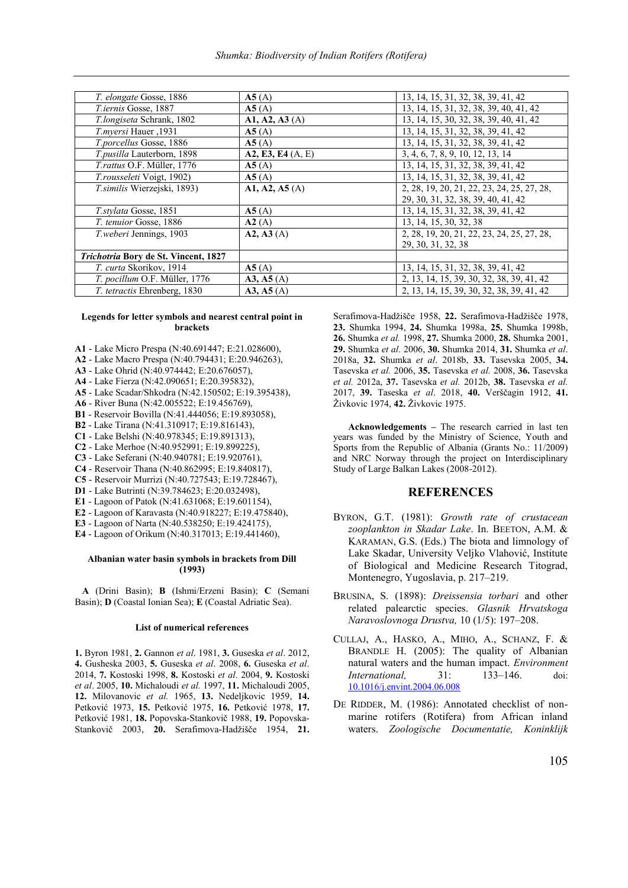| | | |
|---|---|---|
| *T. elongate* Gosse, 1886 | **A5** (A) | 13, 14, 15, 31, 32, 38, 39, 41, 42 |
| *T.iernis* Gosse, 1887 | **A5** (A) | 13, 14, 15, 31, 32, 38, 39, 40, 41, 42 |
| *T.longiseta* Schrank, 1802 | **A1, A2, A3** (A) | 13, 14, 15, 30, 32, 38, 39, 40, 41, 42 |
| *T.myersi* Hauer ,1931 | **A5** (A) | 13, 14, 15, 31, 32, 38, 39, 41, 42 |
| *T.porcellus* Gosse, 1886 | **A5** (A) | 13, 14, 15, 31, 32, 38, 39, 41, 42 |
| *T.pusilla* Lauterborn, 1898 | **A2, E3, E4** (A, E) | 3, 4, 6, 7, 8, 9, 10, 12, 13, 14 |
| *T.rattus* O.F. Müller, 1776 | **A5** (A) | 13, 14, 15, 31, 32, 38, 39, 41, 42 |
| *T.rousseleti* Voigt, 1902) | **A5** (A) | 13, 14, 15, 31, 32, 38, 39, 41, 42 |
| *T.similis* Wierzejski, 1893) | **A1, A2, A5** (A) | 2, 28, 19, 20, 21, 22, 23, 24, 25, 27, 28, 29, 30, 31, 32, 38, 39, 40, 41, 42 |
| *T.stylata* Gosse, 1851 | **A5** (A) | 13, 14, 15, 31, 32, 38, 39, 41, 42 |
| *T. tenuior* Gosse, 1886 | **A2** (A) | 13, 14, 15, 30, 32, 38 |
| *T.weberi* Jennings, 1903 | **A2, A3** (A) | 2, 28, 19, 20, 21, 22, 23, 24, 25, 27, 28, 29, 30, 31, 32, 38 |
| ***Trichotria* Bory de St. Vincent, 1827** | | |
| *T. curta* Skorikov, 1914 | **A5** (A) | 13, 14, 15, 31, 32, 38, 39, 41, 42 |
| *T. pocillum* O.F. Müller, 1776 | **A3, A5** (A) | 2, 13, 14, 15, 39, 30, 32, 38, 39, 41, 42 |
| *T. tetractis* Ehrenberg, 1830 | **A3, A5** (A) | 2, 13, 14, 15, 39, 30, 32, 38, 39, 41, 42 |

**Legends for letter symbols and nearest central point in brackets**

**A1** - Lake Micro Prespa (N:40.691447; E:21.028600),
**A2** - Lake Macro Prespa (N:40.794431; E:20.946263),
**A3** - Lake Ohrid (N:40.974442; E:20.676057),
**A4** - Lake Fierza (N:42.090651; E:20.395832),
**A5** - Lake Scadar/Shkodra (N:42.150502; E:19.395438),
**A6** - River Buna (N:42.005522; E:19.456769),
**B1** - Reservoir Bovilla (N:41.444056; E:19.893058),
**B2** - Lake Tirana (N:41.310917; E:19.816143),
**C1** - Lake Belshi (N:40.978345; E:19.891313),
**C2** - Lake Merhoe (N:40.952991; E:19.899225),
**C3** - Lake Seferani (N:40.940781; E:19.920761),
**C4** - Reservoir Thana (N:40.862995; E:19.840817),
**C5** - Reservoir Murrizi (N:40.727543; E:19.728467),
**D1** - Lake Butrinti (N:39.784623; E:20.032498),
**E1** - Lagoon of Patok (N:41.631068; E:19.601154),
**E2** - Lagoon of Karavasta (N:40.918227; E:19.475840),
**E3** - Lagoon of Narta (N:40.538250; E:19.424175),
**E4** - Lagoon of Orikum (N:40.317013; E:19.441460),

**Albanian water basin symbols in brackets from Dill (1993)**

**A** (Drini Basin); **B** (Ishmi/Erzeni Basin); **C** (Semani Basin); **D** (Coastal Ionian Sea); **E** (Coastal Adriatic Sea).

**List of numerical references**

**1.** Byron 1981, **2.** Gannon *et al*. 1981, **3.** Guseska *et al*. 2012, **4.** Gusheska 2003, **5.** Guseska *et al*. 2008, **6.** Guseska *et al*. 2014, **7.** Kostoski 1998, **8.** Kostoski *et al*. 2004, **9.** Kostoski *et al*. 2005, **10.** Michaloudi *et al.* 1997, **11.** Michaloudi 2005, **12.** Milovanovic *et al.* 1965, **13.** Nedeljkovic 1959, **14.** Petković 1973, **15.** Petković 1975, **16.** Petković 1978, **17.** Petković 1981, **18.** Popovska-Stankovič 1988, **19.** Popovska-Stankovič 2003, **20.** Serafimova-Hadžišče 1954, **21.** Serafimova-Hadžišče 1958, **22.** Serafimova-Hadžišče 1978, **23.** Shumka 1994, **24.** Shumka 1998a, **25.** Shumka 1998b, **26.** Shumka *et al.* 1998, **27.** Shumka 2000, **28.** Shumka 2001, **29.** Shumka *et al*. 2006, **30.** Shumka 2014, **31.** Shumka *et al*. 2018a, **32.** Shumka *et al*. 2018b, **33.** Tasevska 2005, **34.** Tasevska *et al.* 2006, **35.** Tasevska *et al.* 2008, **36.** Tasevska *et al.* 2012a, **37.** Tasevska *et al.* 2012b, **38.** Tasevska *et al.* 2017, **39.** Taseska *et al*. 2018, **40.** Verščagin 1912, **41.** Živkovic 1974, **42.** Živkovic 1975.

**Acknowledgements –** The research carried in last ten years was funded by the Ministry of Science, Youth and Sports from the Republic of Albania (Grants No.: 11/2009) and NRC Norway through the project on Interdisciplinary Study of Large Balkan Lakes (2008-2012).

## REFERENCES

BYRON, G.T. (1981): *Growth rate of crustacean zooplankton in Skadar Lake*. In. BEETON, A.M. & KARAMAN, G.S. (Eds.) The biota and limnology of Lake Skadar, University Veljko Vlahović, Institute of Biological and Medicine Research Titograd, Montenegro, Yugoslavia, p. 217–219.

BRUSINA, S. (1898): *Dreissensia torbari* and other related palearctic species. *Glasnik Hrvatskoga Naravoslovnoga Drustva,* 10 (1/5): 197–208.

CULLAJ, A., HASKO, A., MIHO, A., SCHANZ, F. & BRANDLE H. (2005): The quality of Albanian natural waters and the human impact. *Environment International,* 31: 133–146. doi: 10.1016/j.envint.2004.06.008

DE RIDDER, M. (1986): Annotated checklist of non-marine rotifers (Rotifera) from African inland waters. *Zoologische Documentatie, Koninklijk*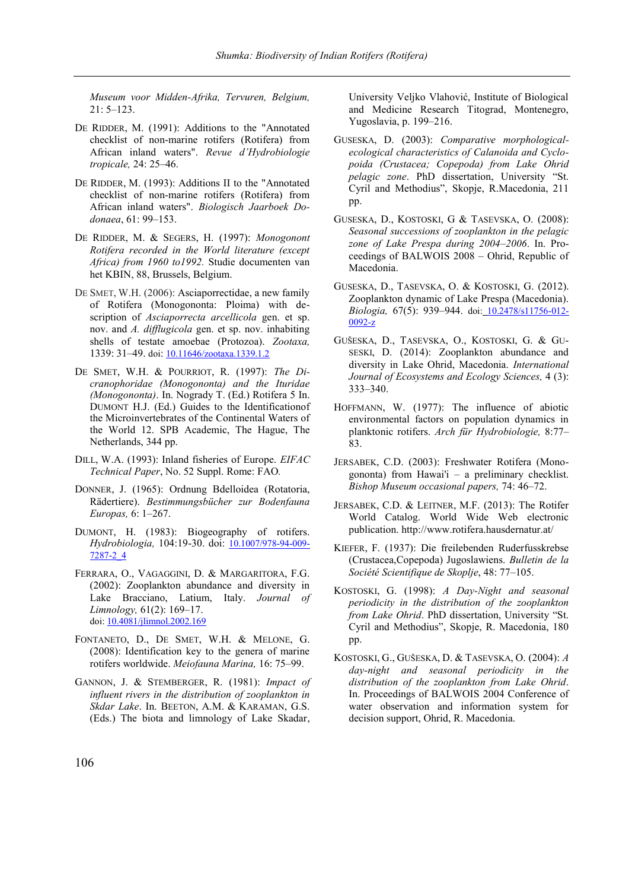*Museum voor Midden-Afrika, Tervuren, Belgium,* 21: 5–123.

DE RIDDER, M. (1991): Additions to the "Annotated checklist of non-marine rotifers (Rotifera) from African inland waters". *Revue d'Hydrobiologie tropicale,* 24: 25–46.

DE RIDDER, M. (1993): Additions II to the "Annotated checklist of non-marine rotifers (Rotifera) from African inland waters". *Biologisch Jaarboek Dodonaea*, 61: 99–153.

DE RIDDER, M. & SEGERS, H. (1997): *Monogonont Rotifera recorded in the World literature (except Africa) from 1960 to1992.* Studie documenten van het KBIN, 88, Brussels, Belgium.

DE SMET, W.H. (2006): Asciaporrectiidae, a new family of Rotifera (Monogononta: Ploima) with description of *Asciaporrecta arcellicola* gen. et sp. nov. and *A. difflugicola* gen. et sp. nov. inhabiting shells of testate amoebae (Protozoa). *Zootaxa,* 1339: 31–49. doi: 10.11646/zootaxa.1339.1.2

DE SMET, W.H. & POURRIOT, R. (1997): *The Dicranophoridae (Monogononta) and the Ituridae (Monogononta)*. In. Nogrady T. (Ed.) Rotifera 5 In. DUMONT H.J. (Ed.) Guides to the Identificationof the Microinvertebrates of the Continental Waters of the World 12. SPB Academic, The Hague, The Netherlands, 344 pp.

DILL, W.A. (1993): Inland fisheries of Europe. *EIFAC Technical Paper*, No. 52 Suppl. Rome: FAO.

DONNER, J. (1965): Ordnung Bdelloidea (Rotatoria, Rädertiere). *Bestimmungsbücher zur Bodenfauna Europas,* 6: 1–267.

DUMONT, H. (1983): Biogeography of rotifers. *Hydrobiologia,* 104:19-30. doi: 10.1007/978-94-009-7287-2_4

FERRARA, O., VAGAGGINI, D. & MARGARITORA, F.G. (2002): Zooplankton abundance and diversity in Lake Bracciano, Latium, Italy. *Journal of Limnology,* 61(2): 169–17. doi: 10.4081/jlimnol.2002.169

FONTANETO, D., DE SMET, W.H. & MELONE, G. (2008): Identification key to the genera of marine rotifers worldwide. *Meiofauna Marina,* 16: 75–99.

GANNON, J. & STEMBERGER, R. (1981): *Impact of influent rivers in the distribution of zooplankton in Skdar Lake*. In. BEETON, A.M. & KARAMAN, G.S. (Eds.) The biota and limnology of Lake Skadar, University Veljko Vlahović, Institute of Biological and Medicine Research Titograd, Montenegro, Yugoslavia, p. 199–216.

GUSESKA, D. (2003): *Comparative morphological-ecological characteristics of Calanoida and Cyclopoida (Crustacea; Copepoda) from Lake Ohrid pelagic zone*. PhD dissertation, University "St. Cyril and Methodius", Skopje, R.Macedonia, 211 pp.

GUSESKA, D., KOSTOSKI, G & TASEVSKA, O. (2008): *Seasonal successions of zooplankton in the pelagic zone of Lake Prespa during 2004–2006*. In. Proceedings of BALWOIS 2008 – Ohrid, Republic of Macedonia.

GUSESKA, D., TASEVSKA, O. & KOSTOSKI, G. (2012). Zooplankton dynamic of Lake Prespa (Macedonia). *Biologia,* 67(5): 939–944. doi: 10.2478/s11756-012-0092-z

GUŠESKA, D., TASEVSKA, O., KOSTOSKI, G. & GUSESKI, D. (2014): Zooplankton abundance and diversity in Lake Ohrid, Macedonia. *International Journal of Ecosystems and Ecology Sciences,* 4 (3): 333–340.

HOFFMANN, W. (1977): The influence of abiotic environmental factors on population dynamics in planktonic rotifers. *Arch für Hydrobiologie,* 8:77–83.

JERSABEK, C.D. (2003): Freshwater Rotifera (Monogononta) from Hawai'i – a preliminary checklist. *Bishop Museum occasional papers,* 74: 46–72.

JERSABEK, C.D. & LEITNER, M.F. (2013): The Rotifer World Catalog. World Wide Web electronic publication. http://www.rotifera.hausdernatur.at/

KIEFER, F. (1937): Die freilebenden Ruderfusskrebse (Crustacea,Copepoda) Jugoslawiens. *Bulletin de la Société Scientifique de Skoplje*, 48: 77–105.

KOSTOSKI, G. (1998): *A Day-Night and seasonal periodicity in the distribution of the zooplankton from Lake Ohrid*. PhD dissertation, University "St. Cyril and Methodius", Skopje, R. Macedonia, 180 pp.

KOSTOSKI, G., GUŠESKA, D. & TASEVSKA, O. (2004): *A day-night and seasonal periodicity in the distribution of the zooplankton from Lake Ohrid*. In. Proceedings of BALWOIS 2004 Conference of water observation and information system for decision support, Ohrid, R. Macedonia.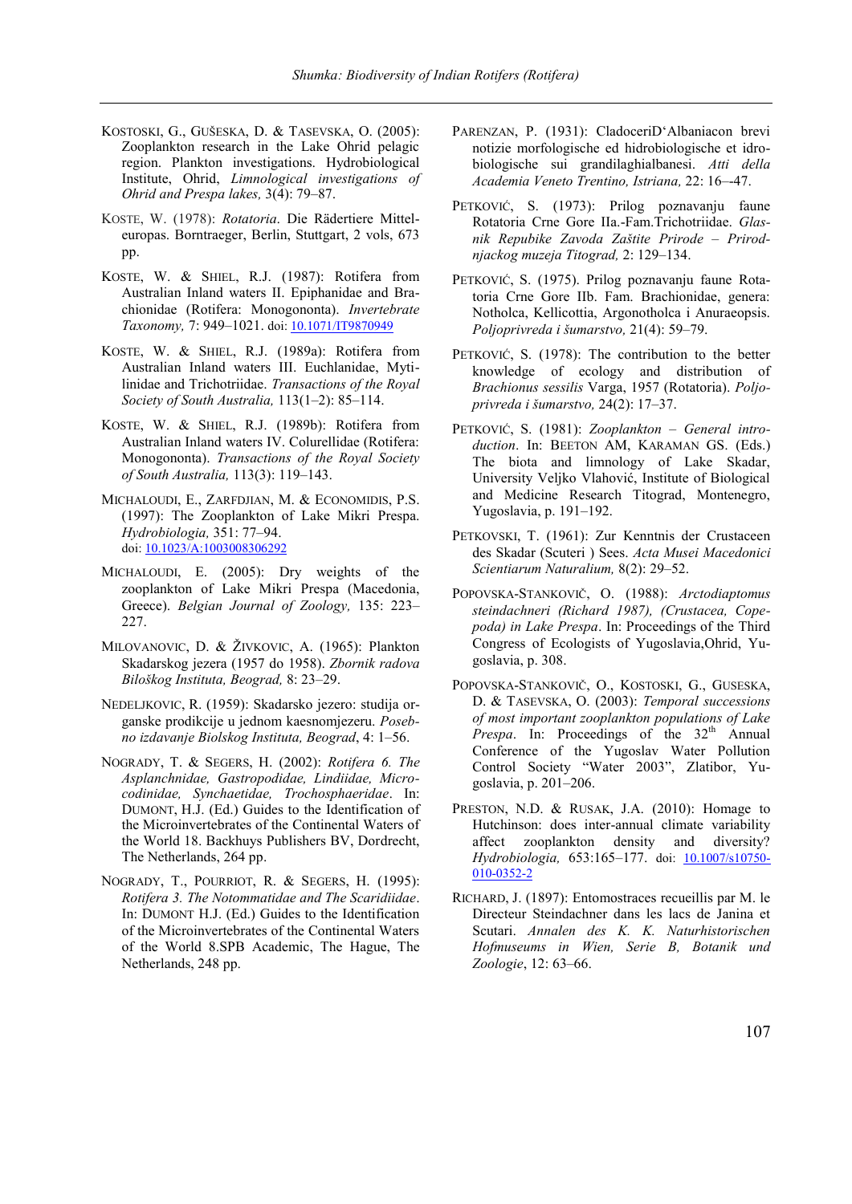Kostoski, G., Gušeska, D. & Tasevska, O. (2005): Zooplankton research in the Lake Ohrid pelagic region. Plankton investigations. Hydrobiological Institute, Ohrid, *Limnological investigations of Ohrid and Prespa lakes,* 3(4): 79–87.

Koste, W. (1978): *Rotatoria*. Die Rädertiere Mitteleuropas. Borntraeger, Berlin, Stuttgart, 2 vols, 673 pp.

Koste, W. & Shiel, R.J. (1987): Rotifera from Australian Inland waters II. Epiphanidae and Brachionidae (Rotifera: Monogononta). *Invertebrate Taxonomy,* 7: 949–1021. doi: 10.1071/IT9870949

Koste, W. & Shiel, R.J. (1989a): Rotifera from Australian Inland waters III. Euchlanidae, Mytilinidae and Trichotriidae. *Transactions of the Royal Society of South Australia,* 113(1–2): 85–114.

Koste, W. & Shiel, R.J. (1989b): Rotifera from Australian Inland waters IV. Colurellidae (Rotifera: Monogononta). *Transactions of the Royal Society of South Australia,* 113(3): 119–143.

Michaloudi, E., Zarfdjian, M. & Economidis, P.S. (1997): The Zooplankton of Lake Mikri Prespa. *Hydrobiologia,* 351: 77–94. doi: 10.1023/A:1003008306292

Michaloudi, E. (2005): Dry weights of the zooplankton of Lake Mikri Prespa (Macedonia, Greece). *Belgian Journal of Zoology,* 135: 223–227.

Milovanovic, D. & Živkovic, A. (1965): Plankton Skadarskog jezera (1957 do 1958). *Zbornik radova Biloškog Instituta, Beograd,* 8: 23–29.

Nedeljkovic, R. (1959): Skadarsko jezero: studija organske prodikcije u jednom kaesnomjezeru. *Posebno izdavanje Biolskog Instituta, Beograd*, 4: 1–56.

Nogrady, T. & Segers, H. (2002): *Rotifera 6. The Asplanchnidae, Gastropodidae, Lindiidae, Microcodinidae, Synchaetidae, Trochosphaeridae*. In: Dumont, H.J. (Ed.) Guides to the Identification of the Microinvertebrates of the Continental Waters of the World 18. Backhuys Publishers BV, Dordrecht, The Netherlands, 264 pp.

Nogrady, T., Pourriot, R. & Segers, H. (1995): *Rotifera 3. The Notommatidae and The Scarididae*. In: Dumont H.J. (Ed.) Guides to the Identification of the Microinvertebrates of the Continental Waters of the World 8.SPB Academic, The Hague, The Netherlands, 248 pp.

Parenzan, P. (1931): CladoceriD'Albaniacon brevi notizie morfologische ed hidrobiologische et idrobiologische sui grandilaghialbanesi. *Atti della Academia Veneto Trentino, Istriana,* 22: 16–-47.

Petković, S. (1973): Prilog poznavanju faune Rotatoria Crne Gore IIa.-Fam.Trichotriidae. *Glasnik Repubike Zavoda Zaštite Prirode – Prirodnjackog muzeja Titograd,* 2: 129–134.

Petković, S. (1975). Prilog poznavanju faune Rotatoria Crne Gore IIb. Fam. Brachionidae, genera: Notholca, Kellicottia, Argonotholca i Anuraeopsis. *Poljoprivreda i šumarstvo,* 21(4): 59–79.

Petković, S. (1978): The contribution to the better knowledge of ecology and distribution of *Brachionus sessilis* Varga, 1957 (Rotatoria). *Poljoprivreda i šumarstvo,* 24(2): 17–37.

Petković, S. (1981): *Zooplankton – General introduction*. In: Beeton AM, Karaman GS. (Eds.) The biota and limnology of Lake Skadar, University Veljko Vlahović, Institute of Biological and Medicine Research Titograd, Montenegro, Yugoslavia, p. 191–192.

Petkovski, T. (1961): Zur Kenntnis der Crustaceen des Skadar (Scuteri ) Sees. *Acta Musei Macedonici Scientiarum Naturalium,* 8(2): 29–52.

Popovska-Stanković, O. (1988): *Arctodiaptomus steindachneri (Richard 1987), (Crustacea, Copepoda) in Lake Prespa*. In: Proceedings of the Third Congress of Ecologists of Yugoslavia,Ohrid, Yugoslavia, p. 308.

Popovska-Stanković, O., Kostoski, G., Guseska, D. & Tasevska, O. (2003): *Temporal successions of most important zooplankton populations of Lake Prespa*. In: Proceedings of the 32[th] Annual Conference of the Yugoslav Water Pollution Control Society "Water 2003", Zlatibor, Yugoslavia, p. 201–206.

Preston, N.D. & Rusak, J.A. (2010): Homage to Hutchinson: does inter-annual climate variability affect zooplankton density and diversity? *Hydrobiologia,* 653:165–177. doi: 10.1007/s10750-010-0352-2

Richard, J. (1897): Entomostraces recueillis par M. le Directeur Steindachner dans les lacs de Janina et Scutari. *Annalen des K. K. Naturhistorischen Hofmuseums in Wien, Serie B, Botanik und Zoologie*, 12: 63–66.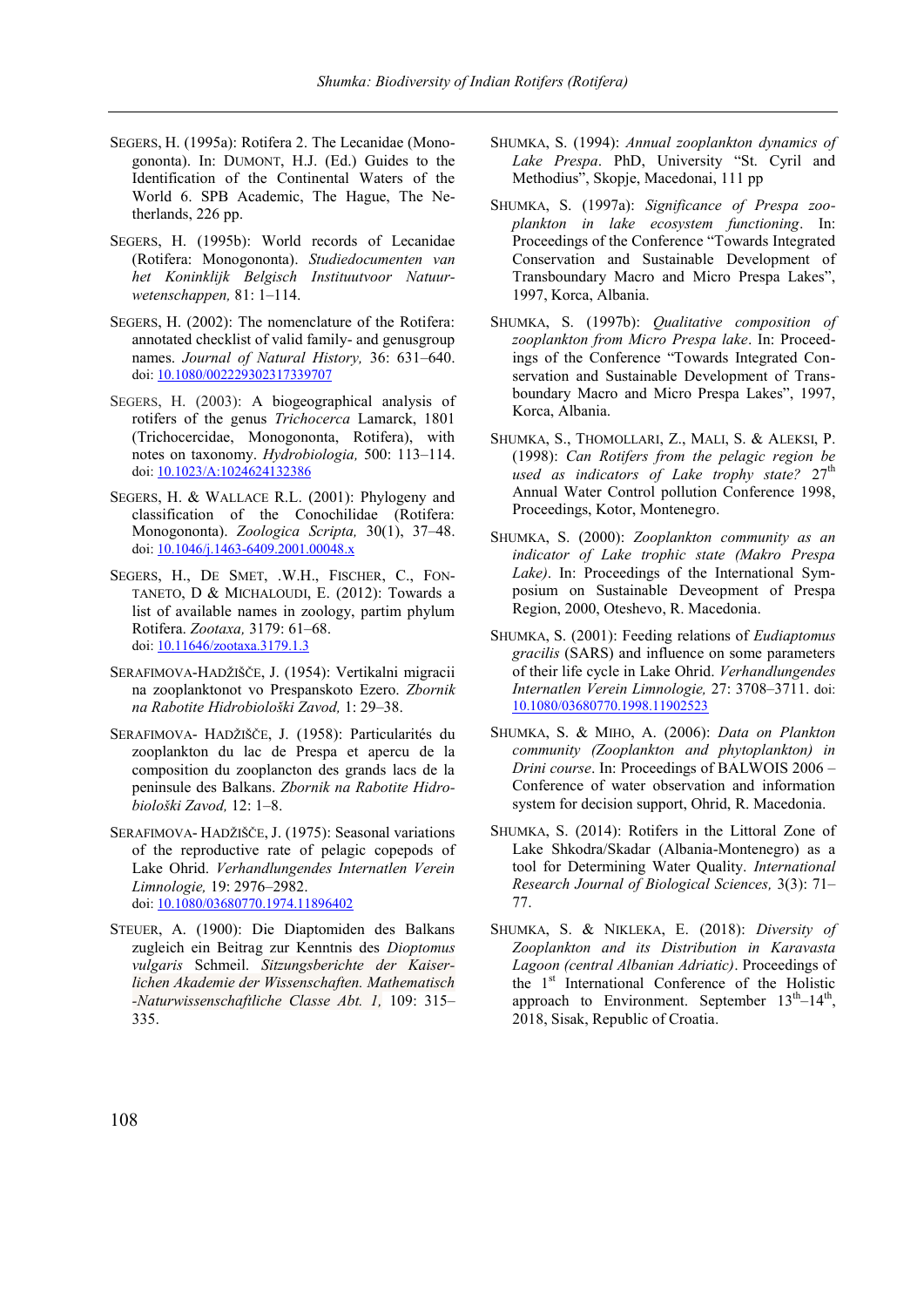SEGERS, H. (1995a): Rotifera 2. The Lecanidae (Monogononta). In: DUMONT, H.J. (Ed.) Guides to the Identification of the Continental Waters of the World 6. SPB Academic, The Hague, The Netherlands, 226 pp.

SEGERS, H. (1995b): World records of Lecanidae (Rotifera: Monogononta). *Studiedocumenten van het Koninklijk Belgisch Instituutvoor Natuurwetenschappen,* 81: 1–114.

SEGERS, H. (2002): The nomenclature of the Rotifera: annotated checklist of valid family- and genusgroup names. *Journal of Natural History,* 36: 631–640. doi: 10.1080/002229302317339707

SEGERS, H. (2003): A biogeographical analysis of rotifers of the genus *Trichocerca* Lamarck, 1801 (Trichocercidae, Monogononta, Rotifera), with notes on taxonomy. *Hydrobiologia,* 500: 113–114. doi: 10.1023/A:1024624132386

SEGERS, H. & WALLACE R.L. (2001): Phylogeny and classification of the Conochilidae (Rotifera: Monogononta). *Zoologica Scripta,* 30(1), 37–48. doi: 10.1046/j.1463-6409.2001.00048.x

SEGERS, H., DE SMET, .W.H., FISCHER, C., FONTANETO, D & MICHALOUDI, E. (2012): Towards a list of available names in zoology, partim phylum Rotifera. *Zootaxa,* 3179: 61–68. doi: 10.11646/zootaxa.3179.1.3

SERAFIMOVA-HADŽIŠČE, J. (1954): Vertikalni migracii na zooplanktonot vo Prespanskoto Ezero. *Zbornik na Rabotite Hidrobiološki Zavod,* 1: 29–38.

SERAFIMOVA- HADŽIŠČE, J. (1958): Particularités du zooplankton du lac de Prespa et apercu de la composition du zooplancton des grands lacs de la peninsule des Balkans. *Zbornik na Rabotite Hidrobiološki Zavod,* 12: 1–8.

SERAFIMOVA- HADŽIŠČE, J. (1975): Seasonal variations of the reproductive rate of pelagic copepods of Lake Ohrid. *Verhandlungendes Internatlen Verein Limnologie,* 19: 2976–2982. doi: 10.1080/03680770.1974.11896402

STEUER, A. (1900): Die Diaptomiden des Balkans zugleich ein Beitrag zur Kenntnis des *Dioptomus vulgaris* Schmeil. *Sitzungsberichte der Kaiserlichen Akademie der Wissenschaften. Mathematisch -Naturwissenschaftliche Classe Abt. 1,* 109: 315–335.

SHUMKA, S. (1994): *Annual zooplankton dynamics of Lake Prespa*. PhD, University "St. Cyril and Methodius", Skopje, Macedonai, 111 pp

SHUMKA, S. (1997a): *Significance of Prespa zooplankton in lake ecosystem functioning*. In: Proceedings of the Conference "Towards Integrated Conservation and Sustainable Development of Transboundary Macro and Micro Prespa Lakes", 1997, Korca, Albania.

SHUMKA, S. (1997b): *Qualitative composition of zooplankton from Micro Prespa lake*. In: Proceedings of the Conference "Towards Integrated Conservation and Sustainable Development of Transboundary Macro and Micro Prespa Lakes", 1997, Korca, Albania.

SHUMKA, S., THOMOLLARI, Z., MALI, S. & ALEKSI, P. (1998): *Can Rotifers from the pelagic region be used as indicators of Lake trophy state?* 27th Annual Water Control pollution Conference 1998, Proceedings, Kotor, Montenegro.

SHUMKA, S. (2000): *Zooplankton community as an indicator of Lake trophic state (Makro Prespa Lake)*. In: Proceedings of the International Symposium on Sustainable Deveopment of Prespa Region, 2000, Oteshevo, R. Macedonia.

SHUMKA, S. (2001): Feeding relations of *Eudiaptomus gracilis* (SARS) and influence on some parameters of their life cycle in Lake Ohrid. *Verhandlungendes Internatlen Verein Limnologie,* 27: 3708–3711. doi: 10.1080/03680770.1998.11902523

SHUMKA, S. & MIHO, A. (2006): *Data on Plankton community (Zooplankton and phytoplankton) in Drini course*. In: Proceedings of BALWOIS 2006 – Conference of water observation and information system for decision support, Ohrid, R. Macedonia.

SHUMKA, S. (2014): Rotifers in the Littoral Zone of Lake Shkodra/Skadar (Albania-Montenegro) as a tool for Determining Water Quality. *International Research Journal of Biological Sciences,* 3(3): 71–77.

SHUMKA, S. & NIKLEKA, E. (2018): *Diversity of Zooplankton and its Distribution in Karavasta Lagoon (central Albanian Adriatic)*. Proceedings of the 1st International Conference of the Holistic approach to Environment. September 13th–14th, 2018, Sisak, Republic of Croatia.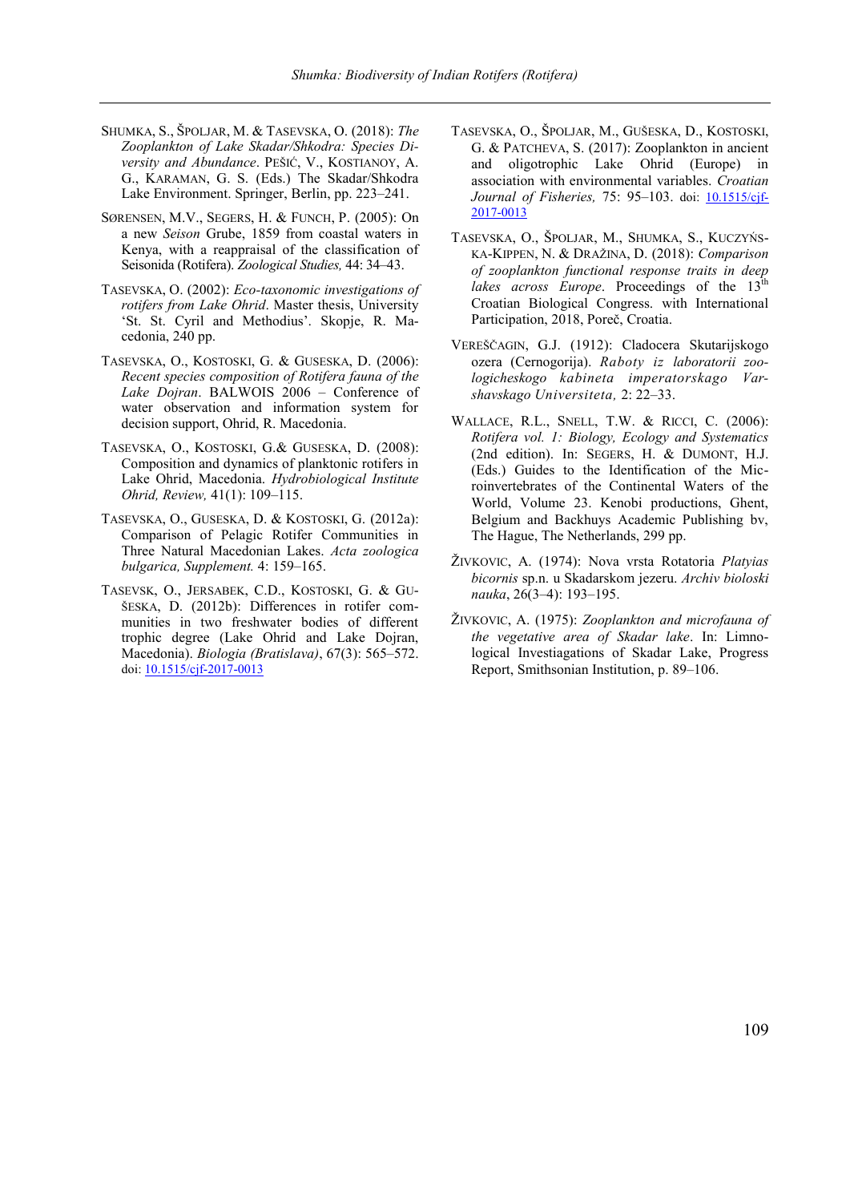SHUMKA, S., ŠPOLJAR, M. & TASEVSKA, O. (2018): *The Zooplankton of Lake Skadar/Shkodra: Species Diversity and Abundance*. PEŠIĆ, V., KOSTIANOY, A. G., KARAMAN, G. S. (Eds.) The Skadar/Shkodra Lake Environment. Springer, Berlin, pp. 223–241.

SØRENSEN, M.V., SEGERS, H. & FUNCH, P. (2005): On a new *Seison* Grube, 1859 from coastal waters in Kenya, with a reappraisal of the classification of Seisonida (Rotifera). *Zoological Studies,* 44: 34–43.

TASEVSKA, O. (2002): *Eco-taxonomic investigations of rotifers from Lake Ohrid*. Master thesis, University 'St. St. Cyril and Methodius'. Skopje, R. Macedonia, 240 pp.

TASEVSKA, O., KOSTOSKI, G. & GUSESKA, D. (2006): *Recent species composition of Rotifera fauna of the Lake Dojran*. BALWOIS 2006 – Conference of water observation and information system for decision support, Ohrid, R. Macedonia.

TASEVSKA, O., KOSTOSKI, G.& GUSESKA, D. (2008): Composition and dynamics of planktonic rotifers in Lake Ohrid, Macedonia. *Hydrobiological Institute Ohrid, Review,* 41(1): 109–115.

TASEVSKA, O., GUSESKA, D. & KOSTOSKI, G. (2012a): Comparison of Pelagic Rotifer Communities in Three Natural Macedonian Lakes. *Acta zoologica bulgarica, Supplement.* 4: 159–165.

TASEVSK, O., JERSABEK, C.D., KOSTOSKI, G. & GUŠESKA, D. (2012b): Differences in rotifer communities in two freshwater bodies of different trophic degree (Lake Ohrid and Lake Dojran, Macedonia). *Biologia (Bratislava)*, 67(3): 565–572. doi: 10.1515/cjf-2017-0013

TASEVSKA, O., ŠPOLJAR, M., GUŠESKA, D., KOSTOSKI, G. & PATCHEVA, S. (2017): Zooplankton in ancient and oligotrophic Lake Ohrid (Europe) in association with environmental variables. *Croatian Journal of Fisheries,* 75: 95–103. doi: 10.1515/cjf-2017-0013

TASEVSKA, O., ŠPOLJAR, M., SHUMKA, S., KUCZYŃSKA-KIPPEN, N. & DRAŽINA, D. (2018): *Comparison of zooplankton functional response traits in deep lakes across Europe*. Proceedings of the 13th Croatian Biological Congress. with International Participation, 2018, Poreč, Croatia.

VEREŠČAGIN, G.J. (1912): Cladocera Skutarijskogo ozera (Cernogorija). *Raboty iz laboratorii zoologicheskogo kabineta imperatorskago Varshavskago Universiteta,* 2: 22–33.

WALLACE, R.L., SNELL, T.W. & RICCI, C. (2006): *Rotifera vol. 1: Biology, Ecology and Systematics* (2nd edition). In: SEGERS, H. & DUMONT, H.J. (Eds.) Guides to the Identification of the Microinvertebrates of the Continental Waters of the World, Volume 23. Kenobi productions, Ghent, Belgium and Backhuys Academic Publishing bv, The Hague, The Netherlands, 299 pp.

ŽIVKOVIC, A. (1974): Nova vrsta Rotatoria *Platyias bicornis* sp.n. u Skadarskom jezeru. *Archiv bioloski nauka*, 26(3–4): 193–195.

ŽIVKOVIC, A. (1975): *Zooplankton and microfauna of the vegetative area of Skadar lake*. In: Limnological Investiagations of Skadar Lake, Progress Report, Smithsonian Institution, p. 89–106.